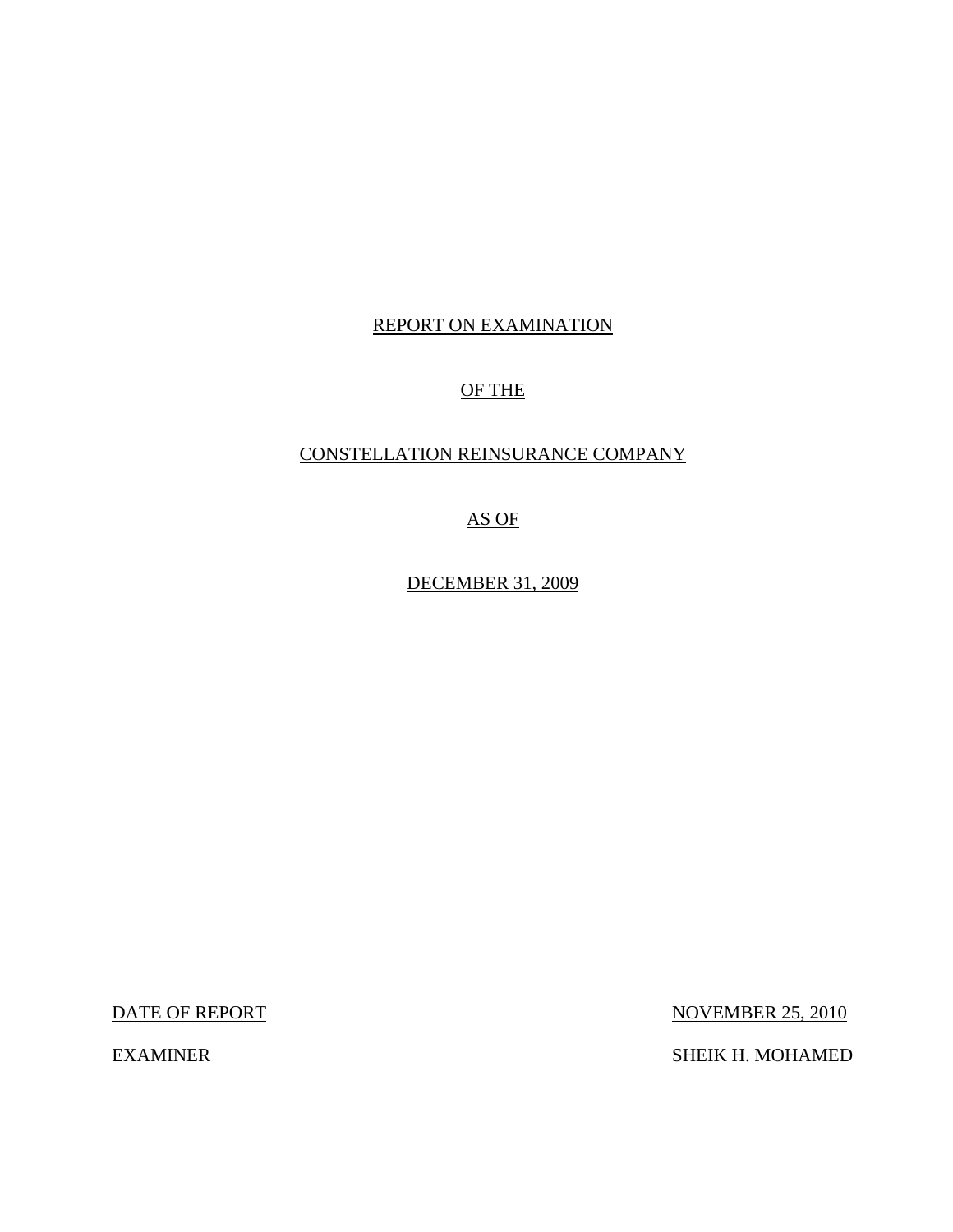# REPORT ON EXAMINATION

# OF THE

# CONSTELLATION REINSURANCE COMPANY

# AS OF

# DECEMBER 31, 2009

| | |
|---|---|
| DATE OF REPORT | NOVEMBER 25, 2010 |
| EXAMINER | SHEIK H. MOHAMED |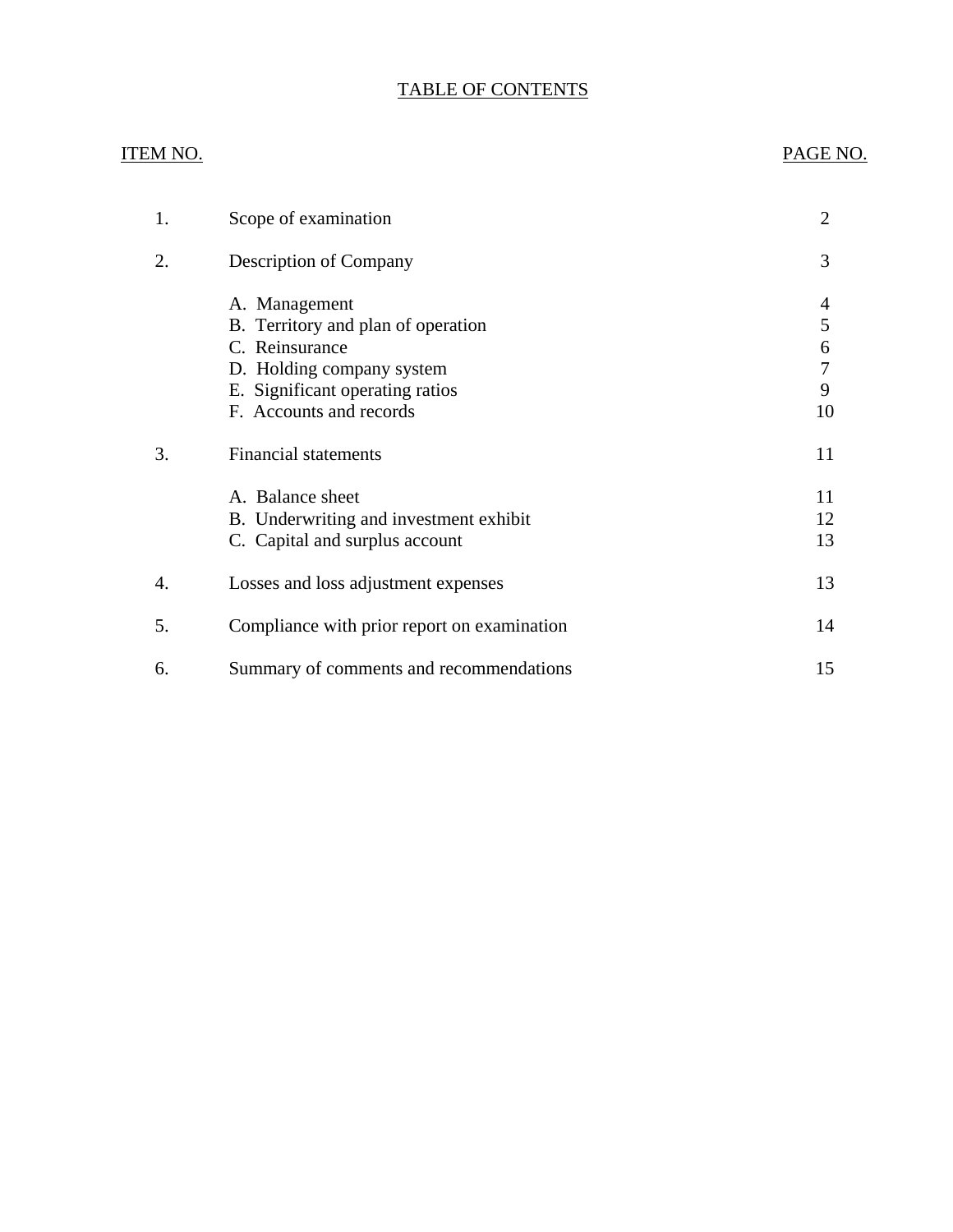# TABLE OF CONTENTS

| ITEM NO. | | PAGE NO. |
|---|---|---|
| 1. | Scope of examination | 2 |
| 2. | Description of Company | 3 |
| | A. Management | 4 |
| | B. Territory and plan of operation | 5 |
| | C. Reinsurance | 6 |
| | D. Holding company system | 7 |
| | E. Significant operating ratios | 9 |
| | F. Accounts and records | 10 |
| 3. | Financial statements | 11 |
| | A. Balance sheet | 11 |
| | B. Underwriting and investment exhibit | 12 |
| | C. Capital and surplus account | 13 |
| 4. | Losses and loss adjustment expenses | 13 |
| 5. | Compliance with prior report on examination | 14 |
| 6. | Summary of comments and recommendations | 15 |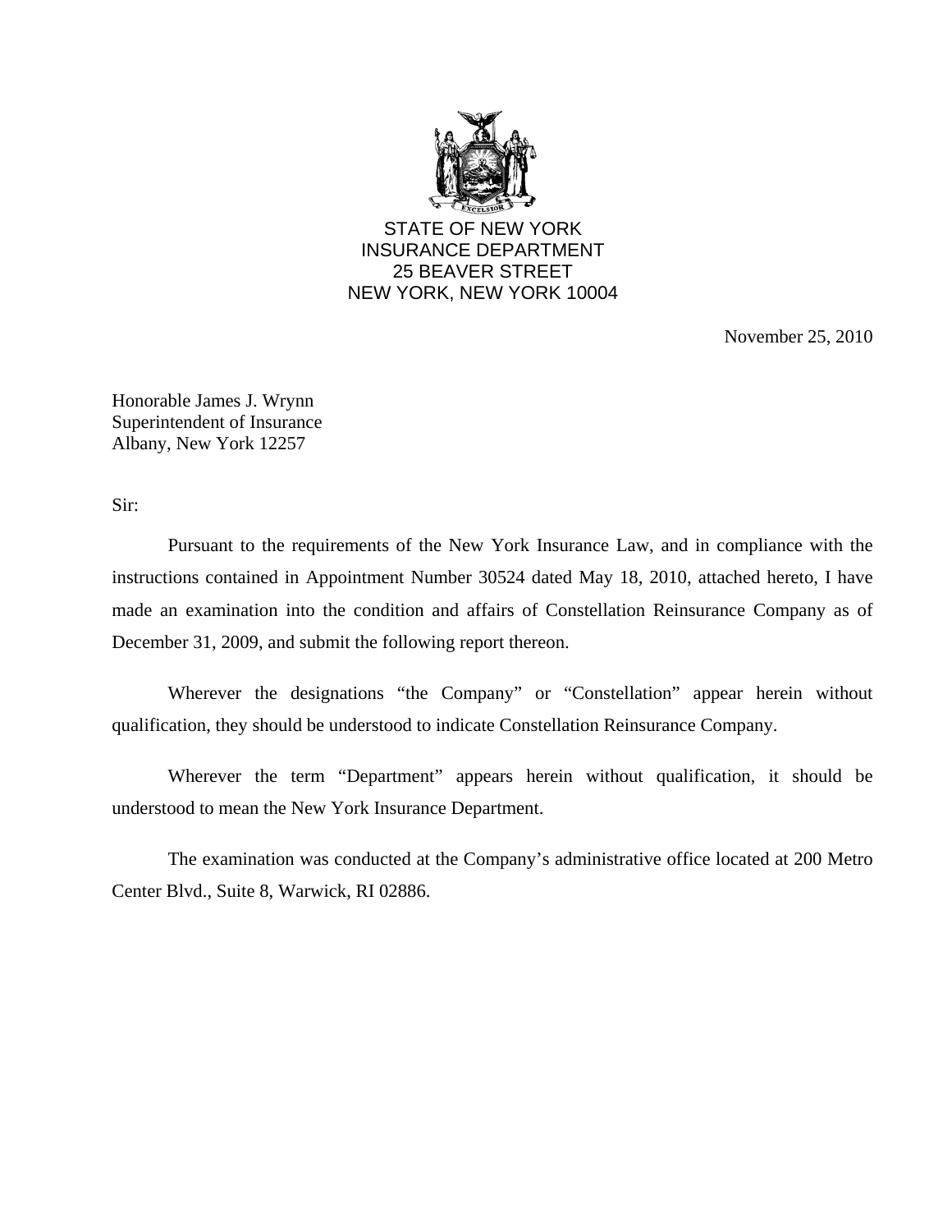STATE OF NEW YORK
INSURANCE DEPARTMENT
25 BEAVER STREET
NEW YORK, NEW YORK 10004

November 25, 2010

Honorable James J. Wrynn
Superintendent of Insurance
Albany, New York 12257

Sir:

Pursuant to the requirements of the New York Insurance Law, and in compliance with the instructions contained in Appointment Number 30524 dated May 18, 2010, attached hereto, I have made an examination into the condition and affairs of Constellation Reinsurance Company as of December 31, 2009, and submit the following report thereon.

Wherever the designations "the Company" or "Constellation" appear herein without qualification, they should be understood to indicate Constellation Reinsurance Company.

Wherever the term "Department" appears herein without qualification, it should be understood to mean the New York Insurance Department.

The examination was conducted at the Company's administrative office located at 200 Metro Center Blvd., Suite 8, Warwick, RI 02886.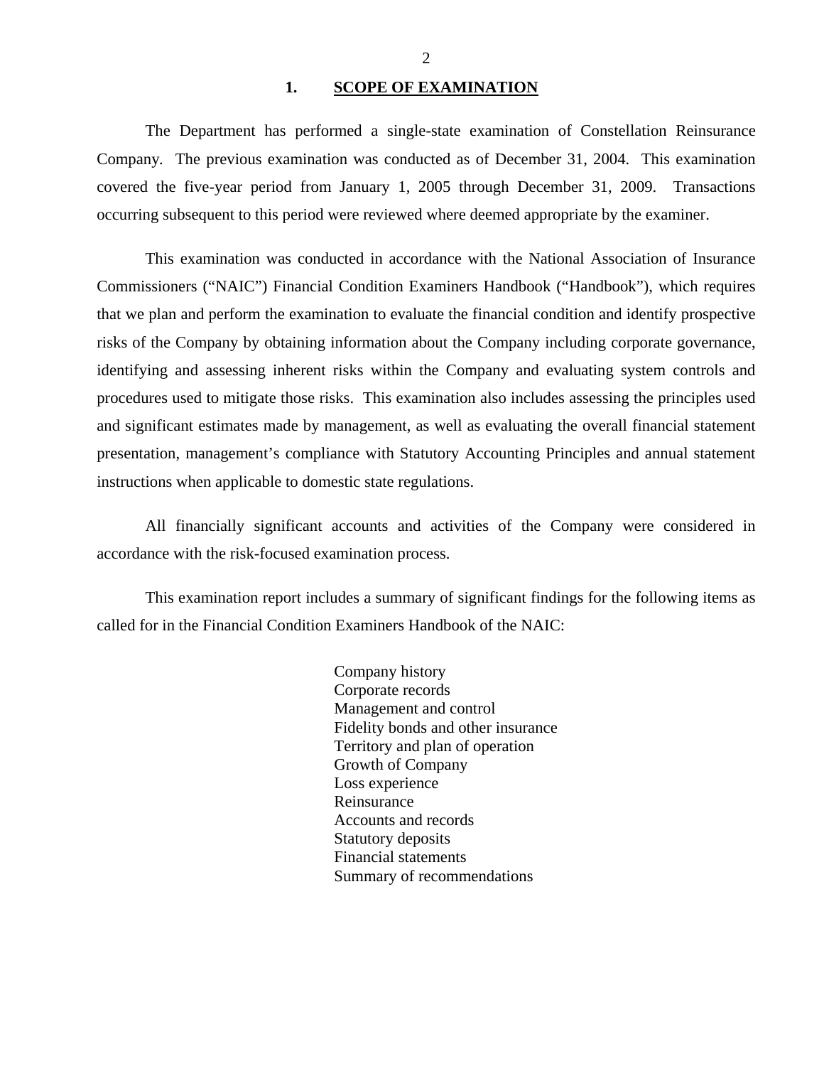## 1. SCOPE OF EXAMINATION

The Department has performed a single-state examination of Constellation Reinsurance Company. The previous examination was conducted as of December 31, 2004. This examination covered the five-year period from January 1, 2005 through December 31, 2009. Transactions occurring subsequent to this period were reviewed where deemed appropriate by the examiner.

This examination was conducted in accordance with the National Association of Insurance Commissioners ("NAIC") Financial Condition Examiners Handbook ("Handbook"), which requires that we plan and perform the examination to evaluate the financial condition and identify prospective risks of the Company by obtaining information about the Company including corporate governance, identifying and assessing inherent risks within the Company and evaluating system controls and procedures used to mitigate those risks. This examination also includes assessing the principles used and significant estimates made by management, as well as evaluating the overall financial statement presentation, management's compliance with Statutory Accounting Principles and annual statement instructions when applicable to domestic state regulations.

All financially significant accounts and activities of the Company were considered in accordance with the risk-focused examination process.

This examination report includes a summary of significant findings for the following items as called for in the Financial Condition Examiners Handbook of the NAIC:

- Company history
- Corporate records
- Management and control
- Fidelity bonds and other insurance
- Territory and plan of operation
- Growth of Company
- Loss experience
- Reinsurance
- Accounts and records
- Statutory deposits
- Financial statements
- Summary of recommendations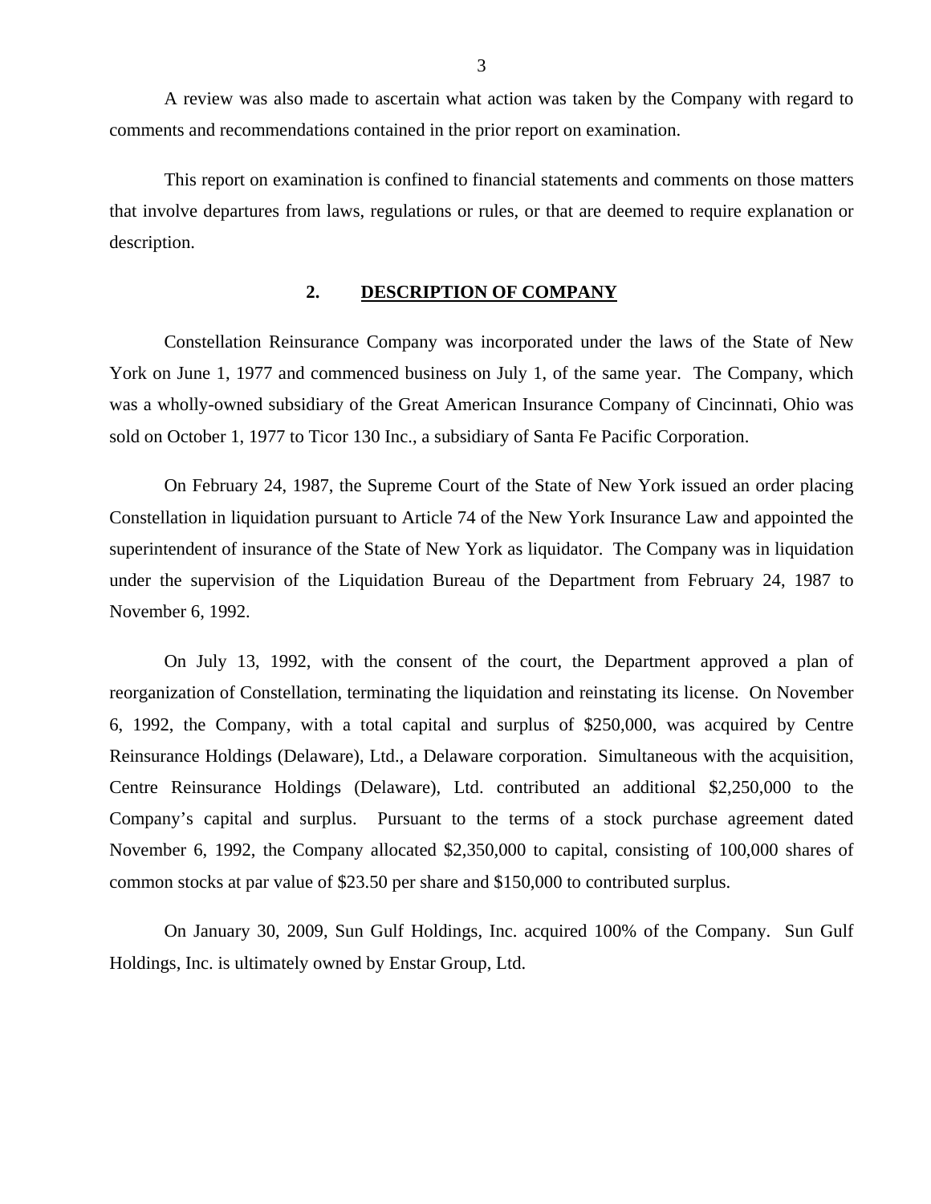A review was also made to ascertain what action was taken by the Company with regard to comments and recommendations contained in the prior report on examination.

This report on examination is confined to financial statements and comments on those matters that involve departures from laws, regulations or rules, or that are deemed to require explanation or description.

## 2. DESCRIPTION OF COMPANY

Constellation Reinsurance Company was incorporated under the laws of the State of New York on June 1, 1977 and commenced business on July 1, of the same year. The Company, which was a wholly-owned subsidiary of the Great American Insurance Company of Cincinnati, Ohio was sold on October 1, 1977 to Ticor 130 Inc., a subsidiary of Santa Fe Pacific Corporation.

On February 24, 1987, the Supreme Court of the State of New York issued an order placing Constellation in liquidation pursuant to Article 74 of the New York Insurance Law and appointed the superintendent of insurance of the State of New York as liquidator. The Company was in liquidation under the supervision of the Liquidation Bureau of the Department from February 24, 1987 to November 6, 1992.

On July 13, 1992, with the consent of the court, the Department approved a plan of reorganization of Constellation, terminating the liquidation and reinstating its license. On November 6, 1992, the Company, with a total capital and surplus of $250,000, was acquired by Centre Reinsurance Holdings (Delaware), Ltd., a Delaware corporation. Simultaneous with the acquisition, Centre Reinsurance Holdings (Delaware), Ltd. contributed an additional $2,250,000 to the Company's capital and surplus. Pursuant to the terms of a stock purchase agreement dated November 6, 1992, the Company allocated $2,350,000 to capital, consisting of 100,000 shares of common stocks at par value of $23.50 per share and $150,000 to contributed surplus.

On January 30, 2009, Sun Gulf Holdings, Inc. acquired 100% of the Company. Sun Gulf Holdings, Inc. is ultimately owned by Enstar Group, Ltd.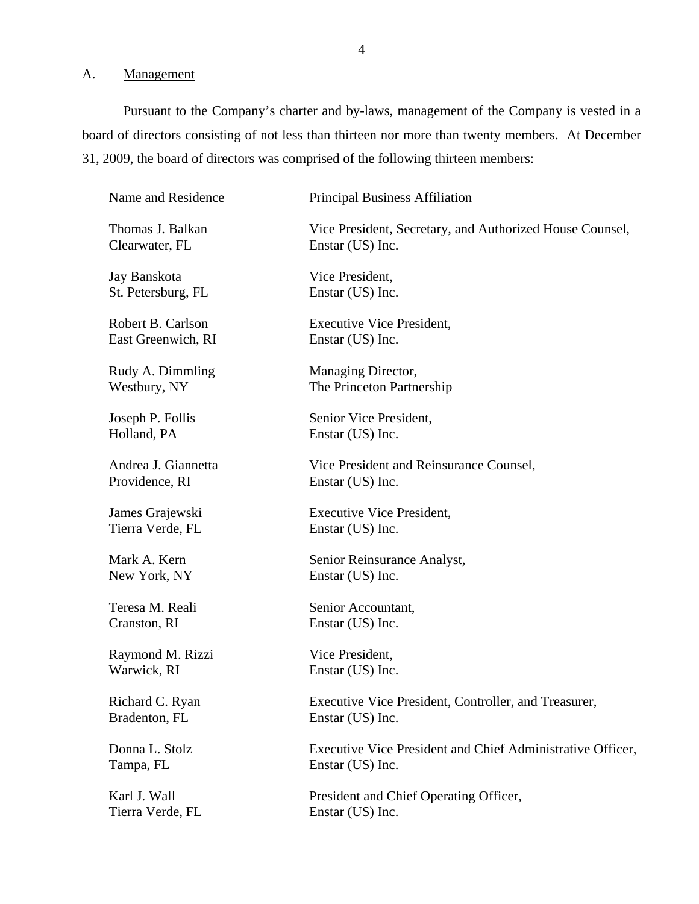## A. Management

Pursuant to the Company's charter and by-laws, management of the Company is vested in a board of directors consisting of not less than thirteen nor more than twenty members. At December 31, 2009, the board of directors was comprised of the following thirteen members:

| Name and Residence | Principal Business Affiliation |
| --- | --- |
| Thomas J. Balkan<br>Clearwater, FL | Vice President, Secretary, and Authorized House Counsel,<br>Enstar (US) Inc. |
| Jay Banskota<br>St. Petersburg, FL | Vice President,<br>Enstar (US) Inc. |
| Robert B. Carlson<br>East Greenwich, RI | Executive Vice President,<br>Enstar (US) Inc. |
| Rudy A. Dimmling<br>Westbury, NY | Managing Director,<br>The Princeton Partnership |
| Joseph P. Follis<br>Holland, PA | Senior Vice President,<br>Enstar (US) Inc. |
| Andrea J. Giannetta<br>Providence, RI | Vice President and Reinsurance Counsel,<br>Enstar (US) Inc. |
| James Grajewski<br>Tierra Verde, FL | Executive Vice President,<br>Enstar (US) Inc. |
| Mark A. Kern<br>New York, NY | Senior Reinsurance Analyst,<br>Enstar (US) Inc. |
| Teresa M. Reali<br>Cranston, RI | Senior Accountant,<br>Enstar (US) Inc. |
| Raymond M. Rizzi<br>Warwick, RI | Vice President,<br>Enstar (US) Inc. |
| Richard C. Ryan<br>Bradenton, FL | Executive Vice President, Controller, and Treasurer,<br>Enstar (US) Inc. |
| Donna L. Stolz<br>Tampa, FL | Executive Vice President and Chief Administrative Officer,<br>Enstar (US) Inc. |
| Karl J. Wall<br>Tierra Verde, FL | President and Chief Operating Officer,<br>Enstar (US) Inc. |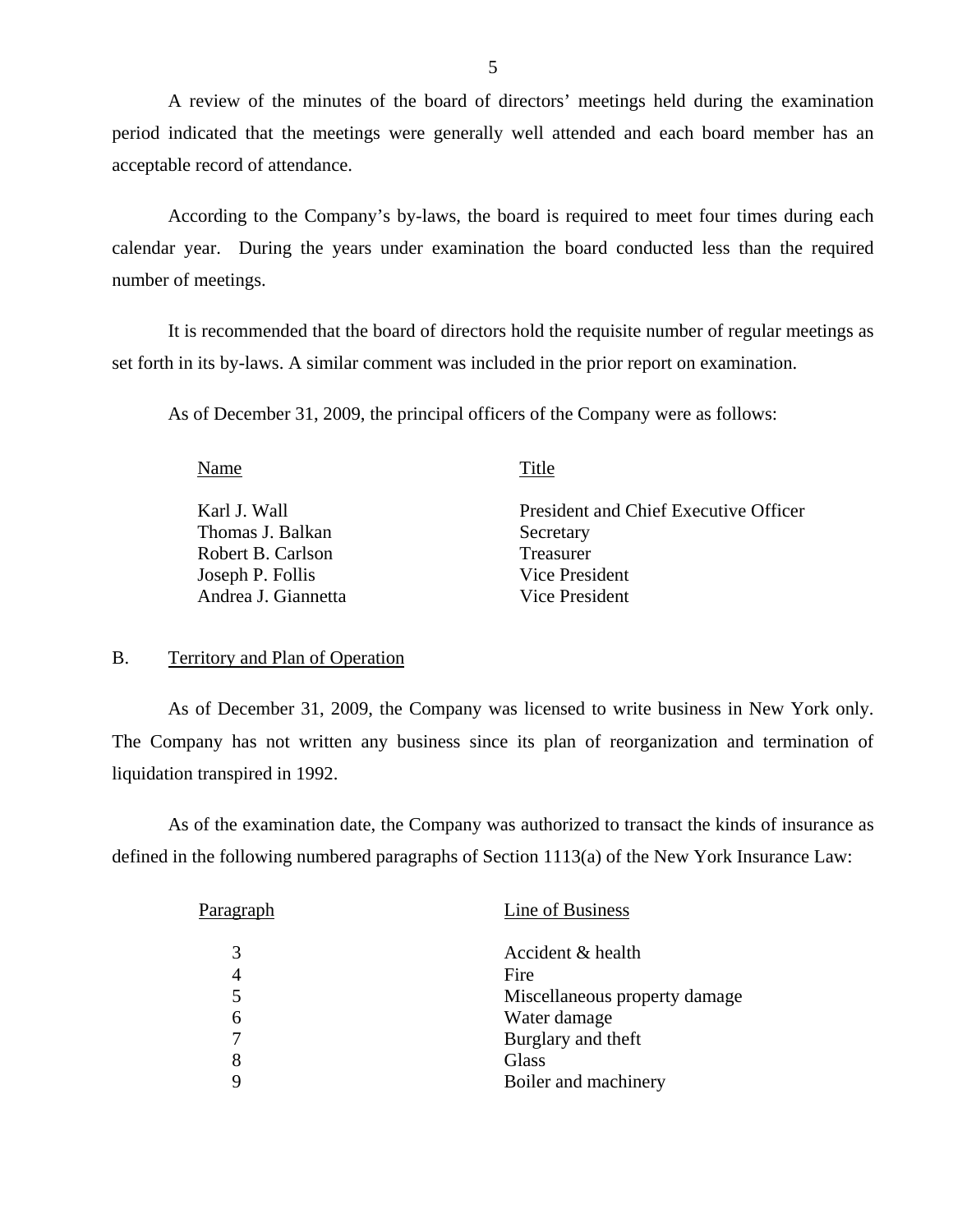A review of the minutes of the board of directors' meetings held during the examination period indicated that the meetings were generally well attended and each board member has an acceptable record of attendance.

According to the Company's by-laws, the board is required to meet four times during each calendar year. During the years under examination the board conducted less than the required number of meetings.

It is recommended that the board of directors hold the requisite number of regular meetings as set forth in its by-laws. A similar comment was included in the prior report on examination.

As of December 31, 2009, the principal officers of the Company were as follows:

| Name | Title |
|---|---|
| Karl J. Wall | President and Chief Executive Officer |
| Thomas J. Balkan | Secretary |
| Robert B. Carlson | Treasurer |
| Joseph P. Follis | Vice President |
| Andrea J. Giannetta | Vice President |

## B. Territory and Plan of Operation

As of December 31, 2009, the Company was licensed to write business in New York only. The Company has not written any business since its plan of reorganization and termination of liquidation transpired in 1992.

As of the examination date, the Company was authorized to transact the kinds of insurance as defined in the following numbered paragraphs of Section 1113(a) of the New York Insurance Law:

| Paragraph | Line of Business |
|---|---|
| 3 | Accident & health |
| 4 | Fire |
| 5 | Miscellaneous property damage |
| 6 | Water damage |
| 7 | Burglary and theft |
| 8 | Glass |
| 9 | Boiler and machinery |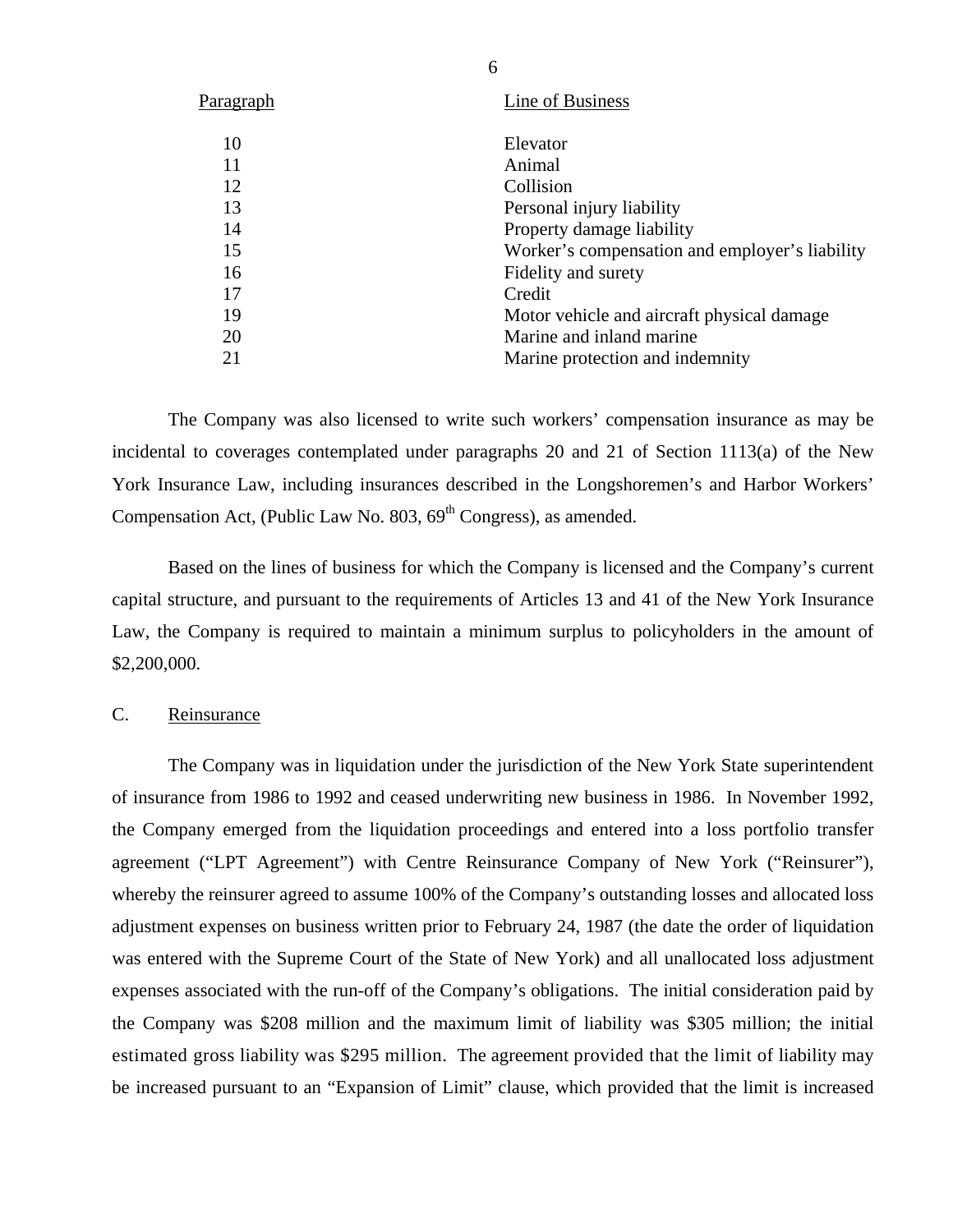| Paragraph | Line of Business |
|---|---|
| 10 | Elevator |
| 11 | Animal |
| 12 | Collision |
| 13 | Personal injury liability |
| 14 | Property damage liability |
| 15 | Worker’s compensation and employer’s liability |
| 16 | Fidelity and surety |
| 17 | Credit |
| 19 | Motor vehicle and aircraft physical damage |
| 20 | Marine and inland marine |
| 21 | Marine protection and indemnity |

The Company was also licensed to write such workers’ compensation insurance as may be incidental to coverages contemplated under paragraphs 20 and 21 of Section 1113(a) of the New York Insurance Law, including insurances described in the Longshoremen’s and Harbor Workers’ Compensation Act, (Public Law No. 803, 69th Congress), as amended.

Based on the lines of business for which the Company is licensed and the Company’s current capital structure, and pursuant to the requirements of Articles 13 and 41 of the New York Insurance Law, the Company is required to maintain a minimum surplus to policyholders in the amount of $2,200,000.

## C. Reinsurance

The Company was in liquidation under the jurisdiction of the New York State superintendent of insurance from 1986 to 1992 and ceased underwriting new business in 1986. In November 1992, the Company emerged from the liquidation proceedings and entered into a loss portfolio transfer agreement (“LPT Agreement”) with Centre Reinsurance Company of New York (“Reinsurer”), whereby the reinsurer agreed to assume 100% of the Company’s outstanding losses and allocated loss adjustment expenses on business written prior to February 24, 1987 (the date the order of liquidation was entered with the Supreme Court of the State of New York) and all unallocated loss adjustment expenses associated with the run-off of the Company’s obligations. The initial consideration paid by the Company was $208 million and the maximum limit of liability was $305 million; the initial estimated gross liability was $295 million. The agreement provided that the limit of liability may be increased pursuant to an “Expansion of Limit” clause, which provided that the limit is increased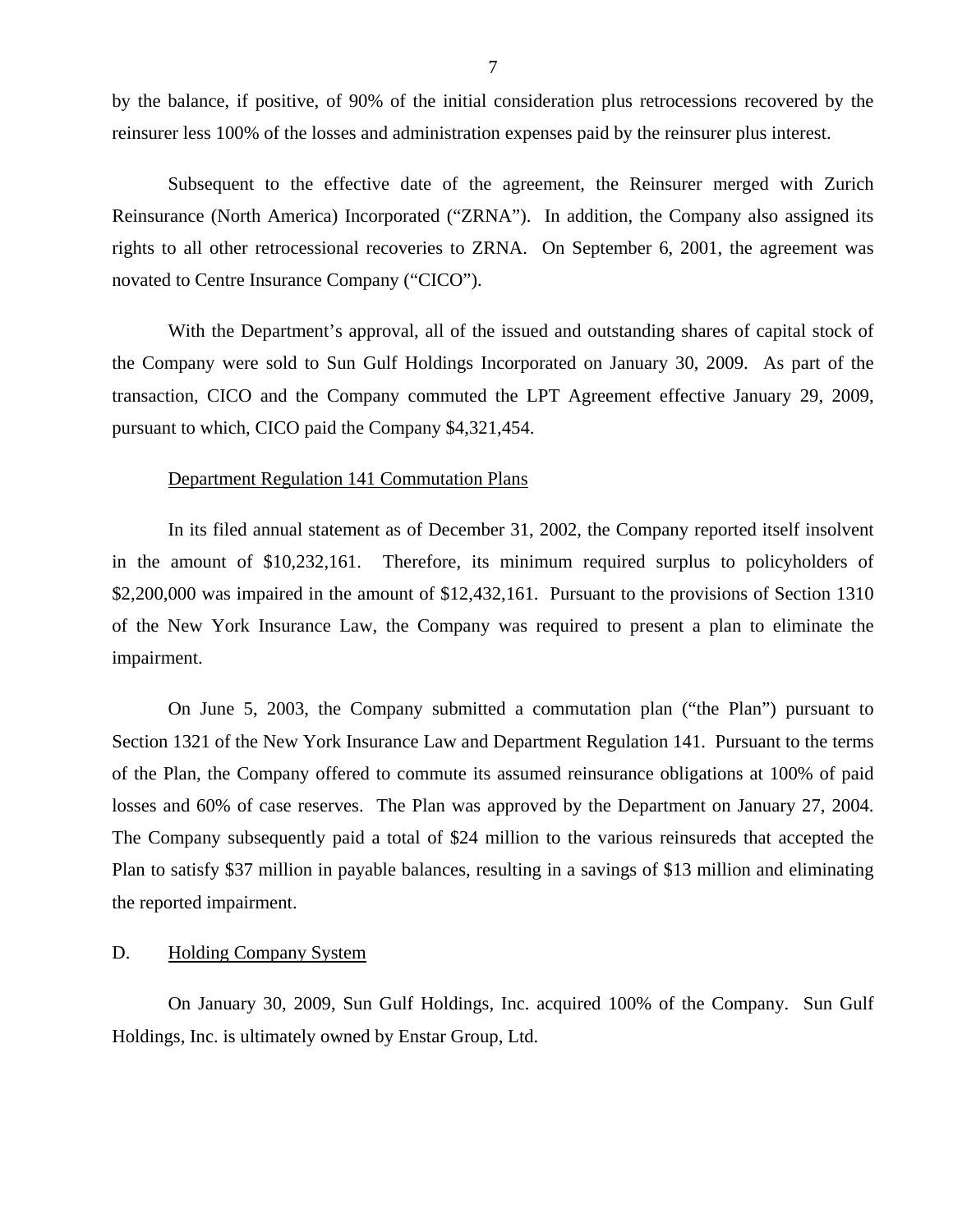by the balance, if positive, of 90% of the initial consideration plus retrocessions recovered by the reinsurer less 100% of the losses and administration expenses paid by the reinsurer plus interest.

Subsequent to the effective date of the agreement, the Reinsurer merged with Zurich Reinsurance (North America) Incorporated ("ZRNA"). In addition, the Company also assigned its rights to all other retrocessional recoveries to ZRNA. On September 6, 2001, the agreement was novated to Centre Insurance Company ("CICO").

With the Department's approval, all of the issued and outstanding shares of capital stock of the Company were sold to Sun Gulf Holdings Incorporated on January 30, 2009. As part of the transaction, CICO and the Company commuted the LPT Agreement effective January 29, 2009, pursuant to which, CICO paid the Company $4,321,454.

Department Regulation 141 Commutation Plans

In its filed annual statement as of December 31, 2002, the Company reported itself insolvent in the amount of $10,232,161. Therefore, its minimum required surplus to policyholders of $2,200,000 was impaired in the amount of $12,432,161. Pursuant to the provisions of Section 1310 of the New York Insurance Law, the Company was required to present a plan to eliminate the impairment.

On June 5, 2003, the Company submitted a commutation plan ("the Plan") pursuant to Section 1321 of the New York Insurance Law and Department Regulation 141. Pursuant to the terms of the Plan, the Company offered to commute its assumed reinsurance obligations at 100% of paid losses and 60% of case reserves. The Plan was approved by the Department on January 27, 2004. The Company subsequently paid a total of $24 million to the various reinsureds that accepted the Plan to satisfy $37 million in payable balances, resulting in a savings of $13 million and eliminating the reported impairment.

## D. Holding Company System

On January 30, 2009, Sun Gulf Holdings, Inc. acquired 100% of the Company. Sun Gulf Holdings, Inc. is ultimately owned by Enstar Group, Ltd.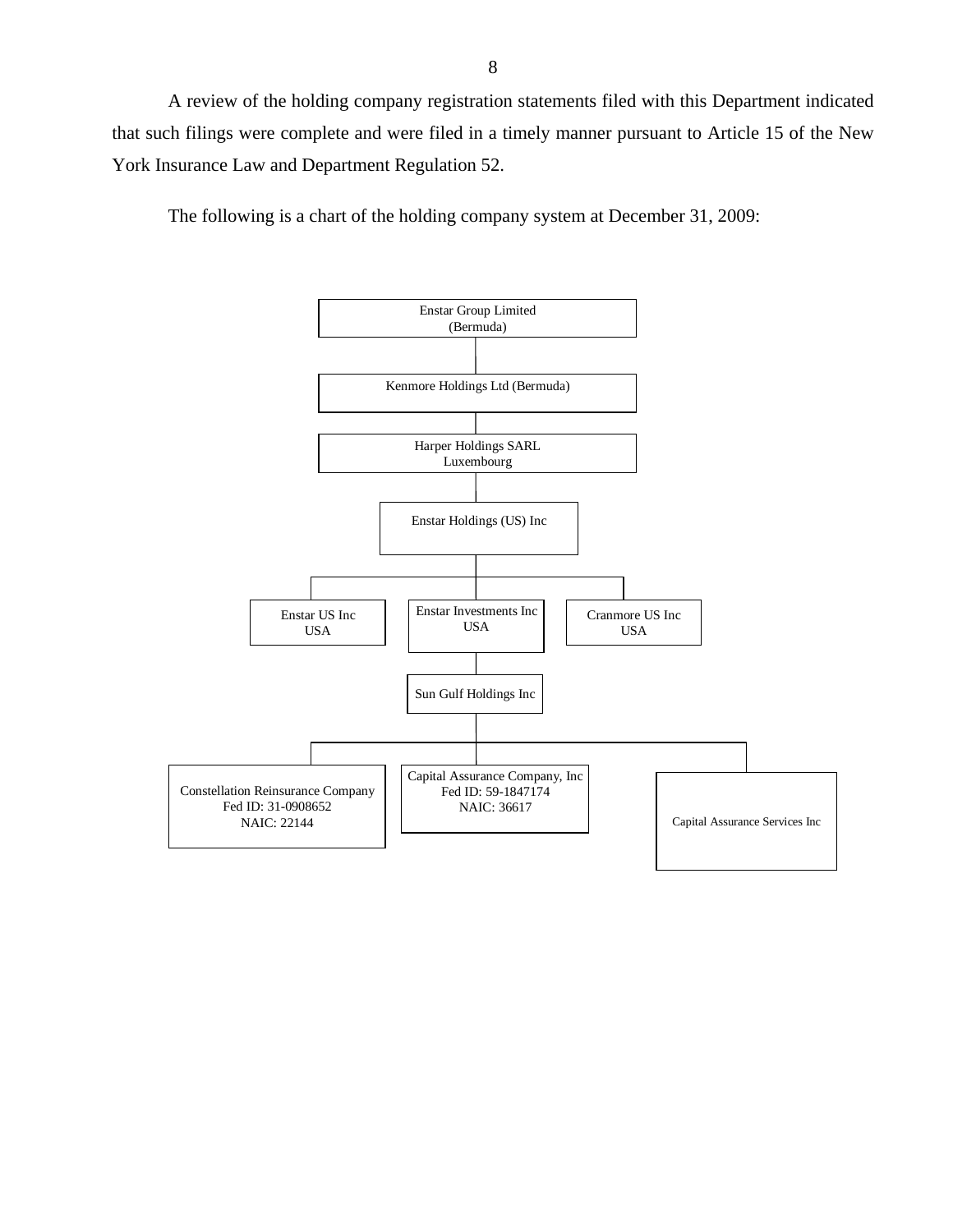A review of the holding company registration statements filed with this Department indicated that such filings were complete and were filed in a timely manner pursuant to Article 15 of the New York Insurance Law and Department Regulation 52.

The following is a chart of the holding company system at December 31, 2009:

- Enstar Group Limited (Bermuda)
  - Kenmore Holdings Ltd (Bermuda)
    - Harper Holdings SARL Luxembourg
      - Enstar Holdings (US) Inc
        - Enstar US Inc USA
        - Enstar Investments Inc USA
          - Sun Gulf Holdings Inc
            - Constellation Reinsurance Company Fed ID: 31-0908652 NAIC: 22144
            - Capital Assurance Company, Inc Fed ID: 59-1847174 NAIC: 36617
            - Capital Assurance Services Inc
        - Cranmore US Inc USA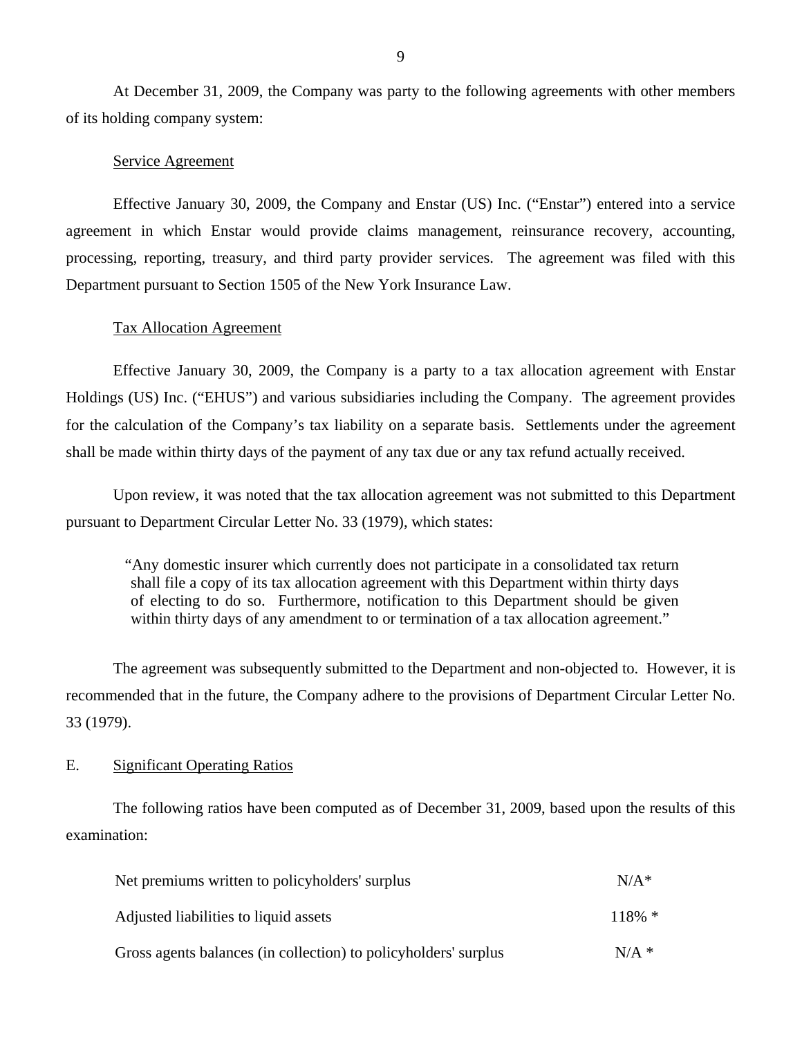At December 31, 2009, the Company was party to the following agreements with other members of its holding company system:

Service Agreement

Effective January 30, 2009, the Company and Enstar (US) Inc. ("Enstar") entered into a service agreement in which Enstar would provide claims management, reinsurance recovery, accounting, processing, reporting, treasury, and third party provider services. The agreement was filed with this Department pursuant to Section 1505 of the New York Insurance Law.

Tax Allocation Agreement

Effective January 30, 2009, the Company is a party to a tax allocation agreement with Enstar Holdings (US) Inc. ("EHUS") and various subsidiaries including the Company. The agreement provides for the calculation of the Company's tax liability on a separate basis. Settlements under the agreement shall be made within thirty days of the payment of any tax due or any tax refund actually received.

Upon review, it was noted that the tax allocation agreement was not submitted to this Department pursuant to Department Circular Letter No. 33 (1979), which states:

> "Any domestic insurer which currently does not participate in a consolidated tax return shall file a copy of its tax allocation agreement with this Department within thirty days of electing to do so. Furthermore, notification to this Department should be given within thirty days of any amendment to or termination of a tax allocation agreement."

The agreement was subsequently submitted to the Department and non-objected to. However, it is recommended that in the future, the Company adhere to the provisions of Department Circular Letter No. 33 (1979).

## E. Significant Operating Ratios

The following ratios have been computed as of December 31, 2009, based upon the results of this examination:

| | |
|---|---|
| Net premiums written to policyholders' surplus | N/A* |
| Adjusted liabilities to liquid assets | 118% * |
| Gross agents balances (in collection) to policyholders' surplus | N/A * |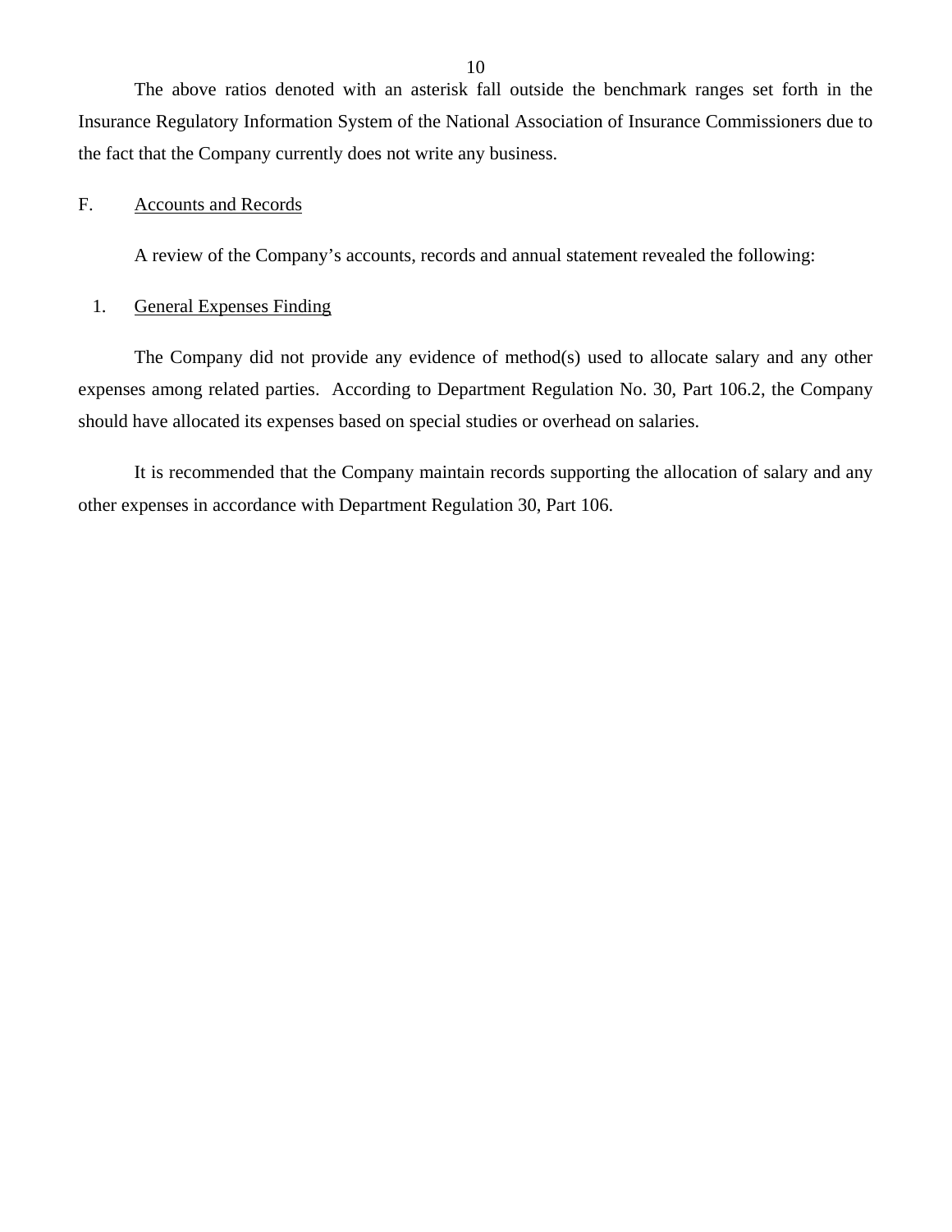The above ratios denoted with an asterisk fall outside the benchmark ranges set forth in the Insurance Regulatory Information System of the National Association of Insurance Commissioners due to the fact that the Company currently does not write any business.

## F. Accounts and Records

A review of the Company's accounts, records and annual statement revealed the following:

### 1. General Expenses Finding

The Company did not provide any evidence of method(s) used to allocate salary and any other expenses among related parties. According to Department Regulation No. 30, Part 106.2, the Company should have allocated its expenses based on special studies or overhead on salaries.

It is recommended that the Company maintain records supporting the allocation of salary and any other expenses in accordance with Department Regulation 30, Part 106.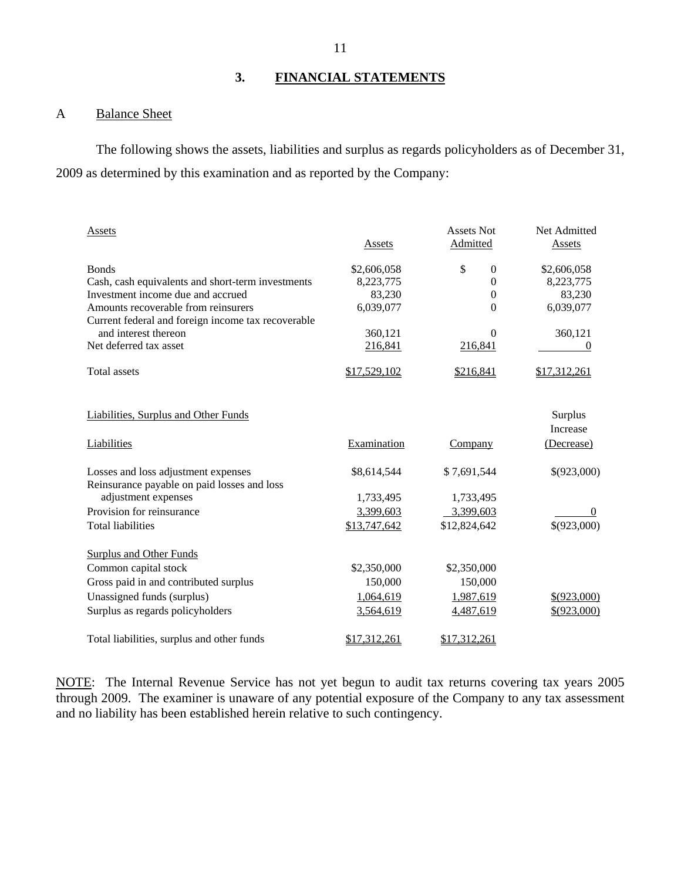## 3. FINANCIAL STATEMENTS

### A Balance Sheet

The following shows the assets, liabilities and surplus as regards policyholders as of December 31, 2009 as determined by this examination and as reported by the Company:

| Assets | Assets | Assets Not Admitted | Net Admitted Assets |
|---|---|---|---|
| Bonds | $2,606,058 | $ 0 | $2,606,058 |
| Cash, cash equivalents and short-term investments | 8,223,775 | 0 | 8,223,775 |
| Investment income due and accrued | 83,230 | 0 | 83,230 |
| Amounts recoverable from reinsurers | 6,039,077 | 0 | 6,039,077 |
| Current federal and foreign income tax recoverable and interest thereon | 360,121 | 0 | 360,121 |
| Net deferred tax asset | 216,841 | 216,841 | 0 |
| Total assets | $17,529,102 | $216,841 | $17,312,261 |

| Liabilities, Surplus and Other Funds | | | |
|---|---|---|---|
| Liabilities | Examination | Company | Surplus Increase (Decrease) |
| Losses and loss adjustment expenses | $8,614,544 | $ 7,691,544 | $(923,000) |
| Reinsurance payable on paid losses and loss adjustment expenses | 1,733,495 | 1,733,495 | |
| Provision for reinsurance | 3,399,603 | 3,399,603 | 0 |
| Total liabilities | $13,747,642 | $12,824,642 | $(923,000) |
| Surplus and Other Funds | | | |
| Common capital stock | $2,350,000 | $2,350,000 | |
| Gross paid in and contributed surplus | 150,000 | 150,000 | |
| Unassigned funds (surplus) | 1,064,619 | 1,987,619 | $(923,000) |
| Surplus as regards policyholders | 3,564,619 | 4,487,619 | $(923,000) |
| Total liabilities, surplus and other funds | $17,312,261 | $17,312,261 | |

NOTE: The Internal Revenue Service has not yet begun to audit tax returns covering tax years 2005 through 2009. The examiner is unaware of any potential exposure of the Company to any tax assessment and no liability has been established herein relative to such contingency.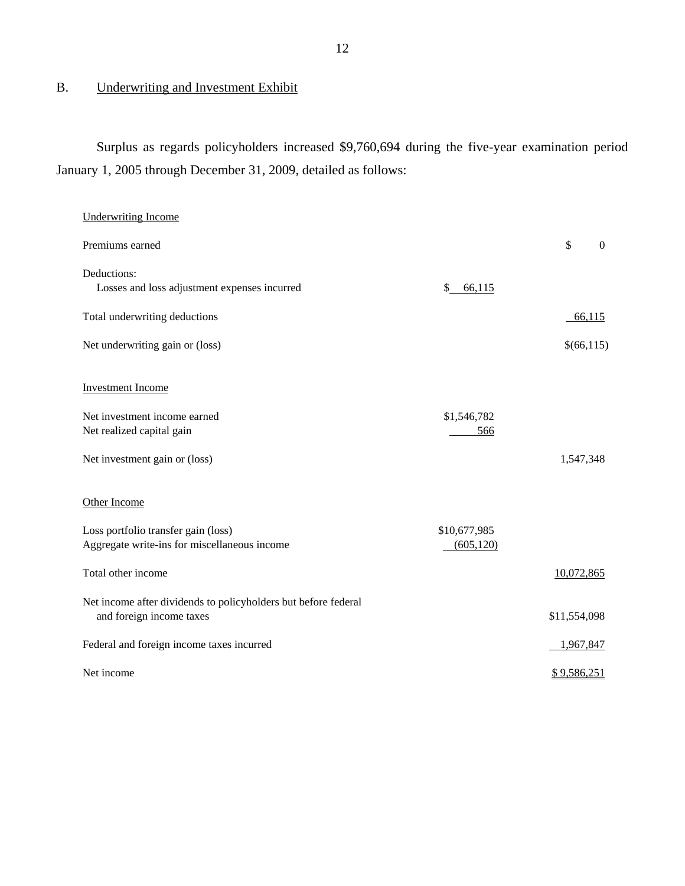## B. Underwriting and Investment Exhibit

Surplus as regards policyholders increased $9,760,694 during the five-year examination period January 1, 2005 through December 31, 2009, detailed as follows:

| | | |
|---|---|---|
| Underwriting Income | | |
| Premiums earned | | $ 0 |
| Deductions: | | |
| Losses and loss adjustment expenses incurred | $ 66,115 | |
| Total underwriting deductions | | 66,115 |
| Net underwriting gain or (loss) | | $(66,115) |
| Investment Income | | |
| Net investment income earned | $1,546,782 | |
| Net realized capital gain | 566 | |
| Net investment gain or (loss) | | 1,547,348 |
| Other Income | | |
| Loss portfolio transfer gain (loss) | $10,677,985 | |
| Aggregate write-ins for miscellaneous income | (605,120) | |
| Total other income | | 10,072,865 |
| Net income after dividends to policyholders but before federal and foreign income taxes | | $11,554,098 |
| Federal and foreign income taxes incurred | | 1,967,847 |
| Net income | | $ 9,586,251 |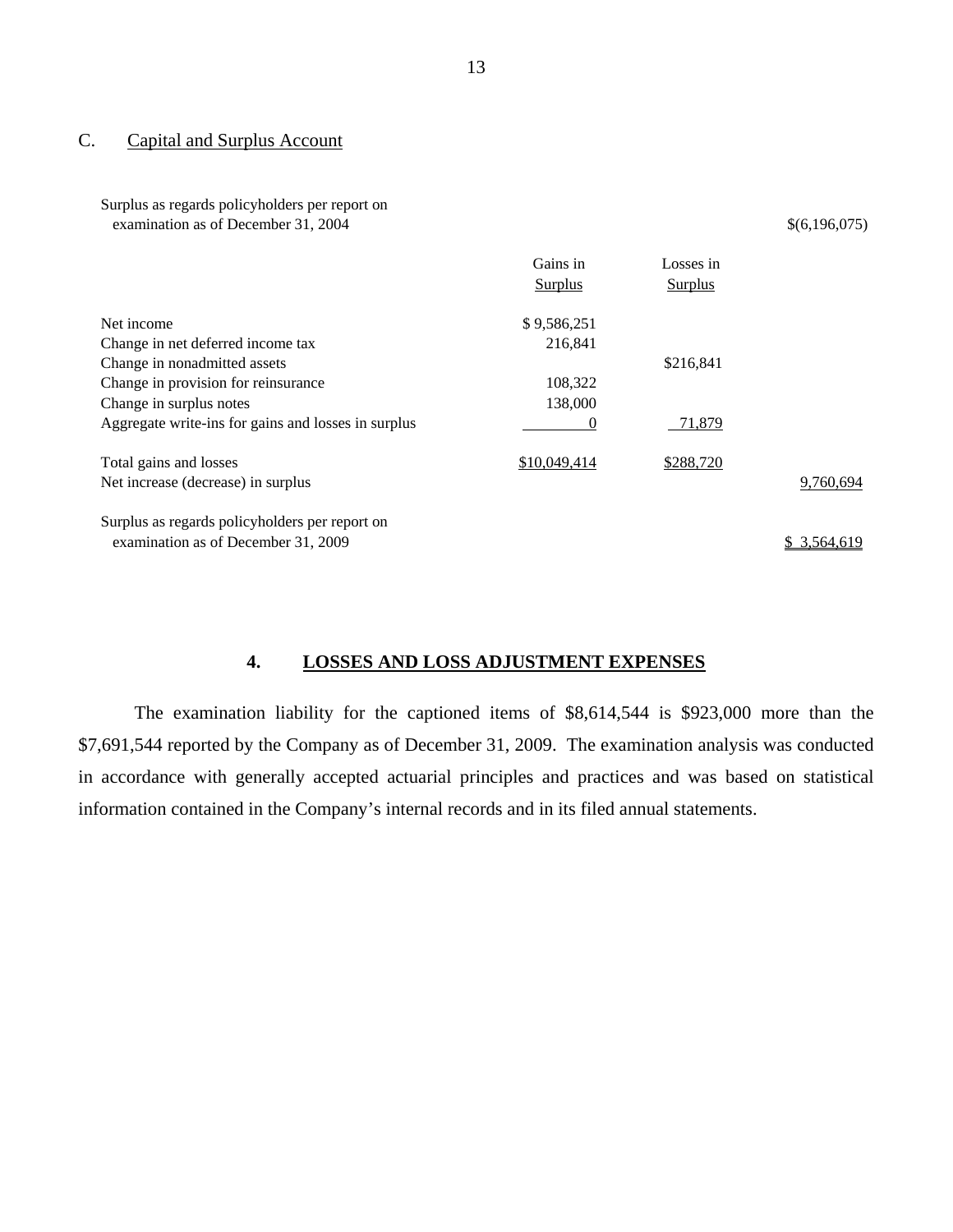## C. Capital and Surplus Account

| | Gains in Surplus | Losses in Surplus | |
|---|---|---|---|
| Surplus as regards policyholders per report on examination as of December 31, 2004 | | | $(6,196,075) |
| Net income | $ 9,586,251 | | |
| Change in net deferred income tax | 216,841 | | |
| Change in nonadmitted assets | | $216,841 | |
| Change in provision for reinsurance | 108,322 | | |
| Change in surplus notes | 138,000 | | |
| Aggregate write-ins for gains and losses in surplus | 0 | 71,879 | |
| Total gains and losses | $10,049,414 | $288,720 | |
| Net increase (decrease) in surplus | | | 9,760,694 |
| Surplus as regards policyholders per report on examination as of December 31, 2009 | | | $ 3,564,619 |

## 4. LOSSES AND LOSS ADJUSTMENT EXPENSES

The examination liability for the captioned items of $8,614,544 is $923,000 more than the $7,691,544 reported by the Company as of December 31, 2009. The examination analysis was conducted in accordance with generally accepted actuarial principles and practices and was based on statistical information contained in the Company's internal records and in its filed annual statements.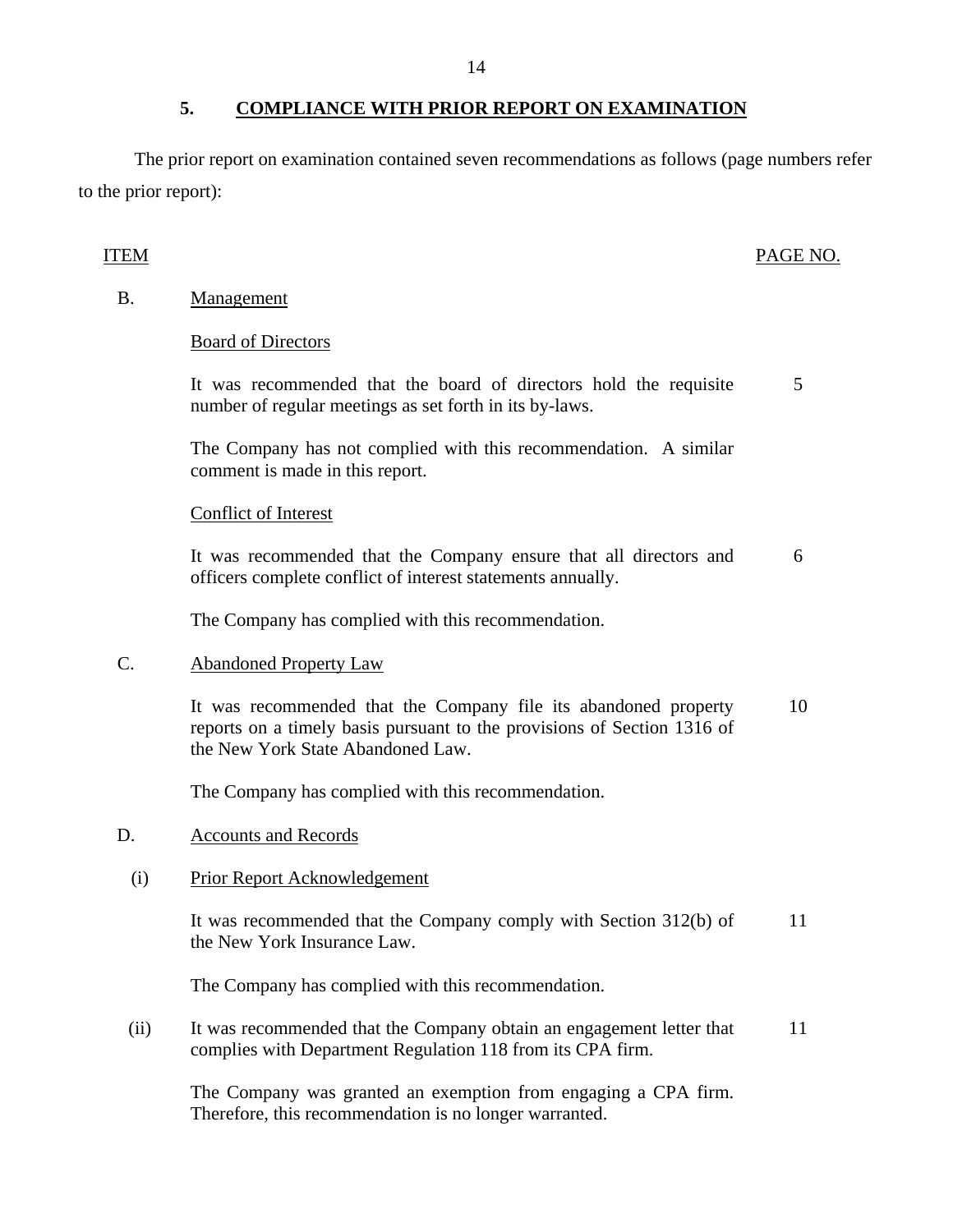## 5. COMPLIANCE WITH PRIOR REPORT ON EXAMINATION

The prior report on examination contained seven recommendations as follows (page numbers refer to the prior report):

| ITEM | | PAGE NO. |
|---|---|---|
| B. | Management | |
| | Board of Directors | |
| | It was recommended that the board of directors hold the requisite number of regular meetings as set forth in its by-laws. | 5 |
| | The Company has not complied with this recommendation. A similar comment is made in this report. | |
| | Conflict of Interest | |
| | It was recommended that the Company ensure that all directors and officers complete conflict of interest statements annually. | 6 |
| | The Company has complied with this recommendation. | |
| C. | Abandoned Property Law | |
| | It was recommended that the Company file its abandoned property reports on a timely basis pursuant to the provisions of Section 1316 of the New York State Abandoned Law. | 10 |
| | The Company has complied with this recommendation. | |
| D. | Accounts and Records | |
| (i) | Prior Report Acknowledgement | |
| | It was recommended that the Company comply with Section 312(b) of the New York Insurance Law. | 11 |
| | The Company has complied with this recommendation. | |
| (ii) | It was recommended that the Company obtain an engagement letter that complies with Department Regulation 118 from its CPA firm. | 11 |
| | The Company was granted an exemption from engaging a CPA firm. Therefore, this recommendation is no longer warranted. | |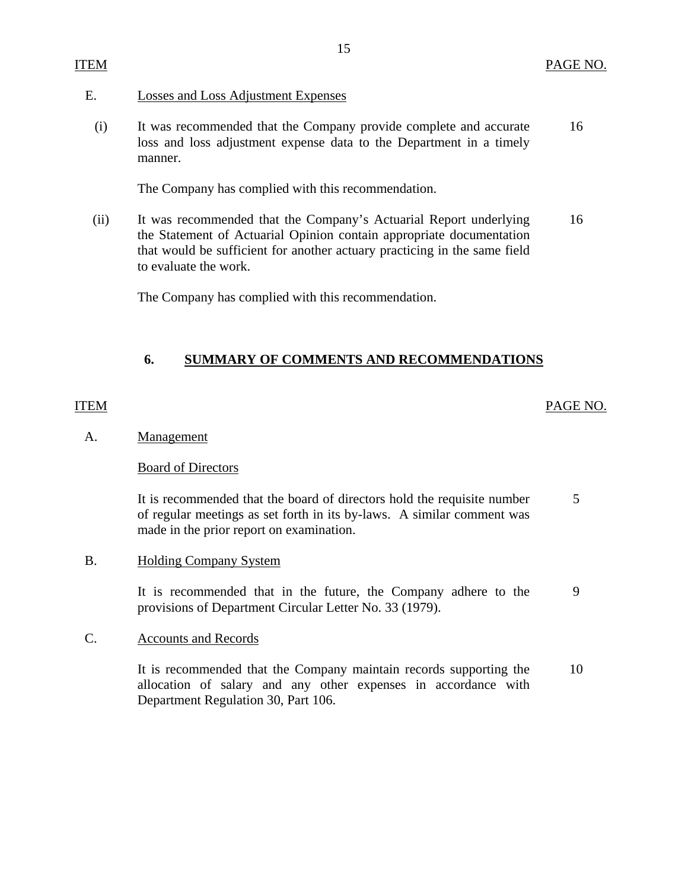| ITEM | | PAGE NO. |
|---|---|---|
| E. | Losses and Loss Adjustment Expenses | |
| (i) | It was recommended that the Company provide complete and accurate loss and loss adjustment expense data to the Department in a timely manner. | 16 |
| | The Company has complied with this recommendation. | |
| (ii) | It was recommended that the Company's Actuarial Report underlying the Statement of Actuarial Opinion contain appropriate documentation that would be sufficient for another actuary practicing in the same field to evaluate the work. | 16 |
| | The Company has complied with this recommendation. | |

## 6. SUMMARY OF COMMENTS AND RECOMMENDATIONS

| ITEM | | PAGE NO. |
|---|---|---|
| A. | Management | |
| | Board of Directors | |
| | It is recommended that the board of directors hold the requisite number of regular meetings as set forth in its by-laws. A similar comment was made in the prior report on examination. | 5 |
| B. | Holding Company System | |
| | It is recommended that in the future, the Company adhere to the provisions of Department Circular Letter No. 33 (1979). | 9 |
| C. | Accounts and Records | |
| | It is recommended that the Company maintain records supporting the allocation of salary and any other expenses in accordance with Department Regulation 30, Part 106. | 10 |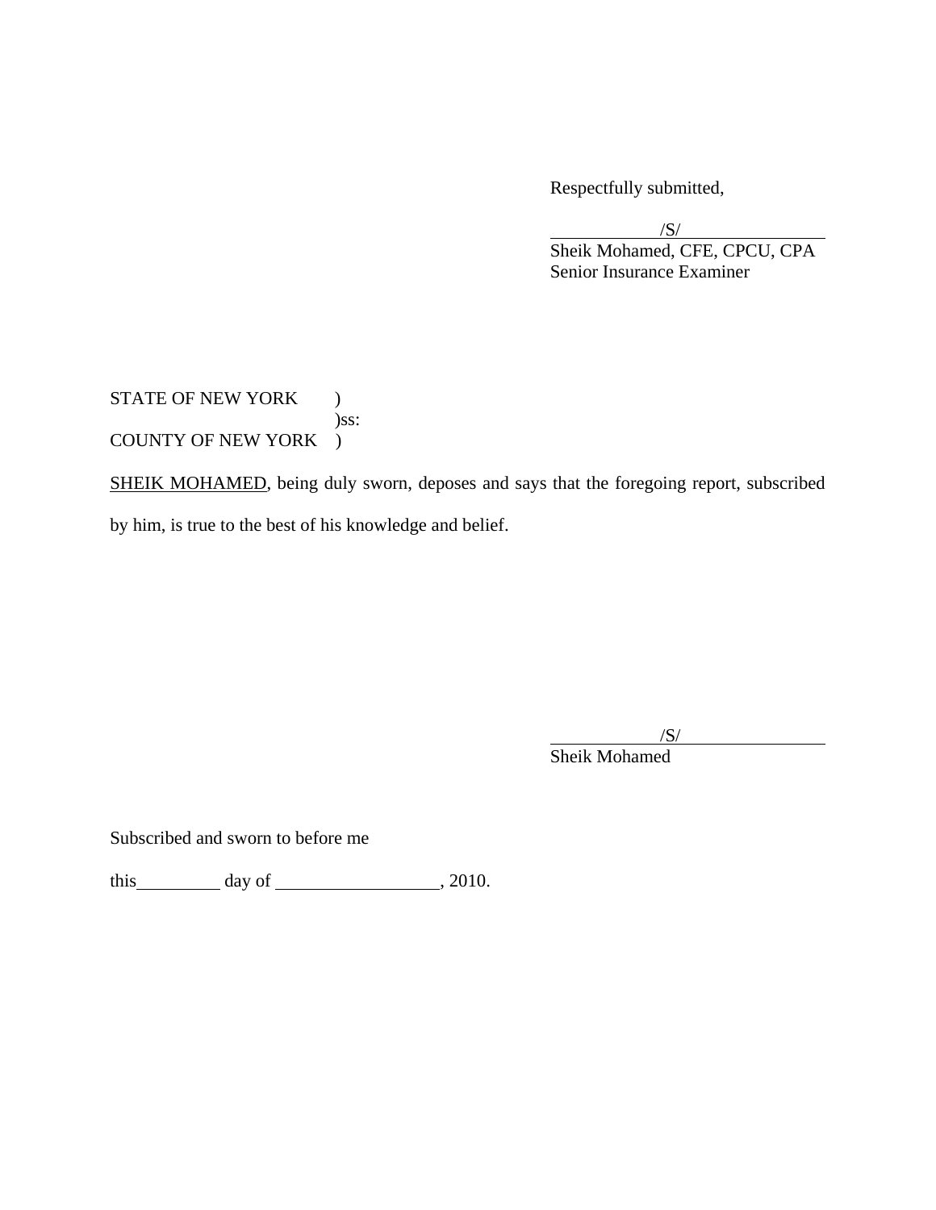Respectfully submitted,

/S/

Sheik Mohamed, CFE, CPCU, CPA
Senior Insurance Examiner

STATE OF NEW YORK )
)ss:
COUNTY OF NEW YORK )

SHEIK MOHAMED, being duly sworn, deposes and says that the foregoing report, subscribed by him, is true to the best of his knowledge and belief.

/S/

Sheik Mohamed

Subscribed and sworn to before me

this \_\_\_\_\_\_\_\_\_ day of \_\_\_\_\_\_\_\_\_\_\_\_\_\_\_\_\_\_, 2010.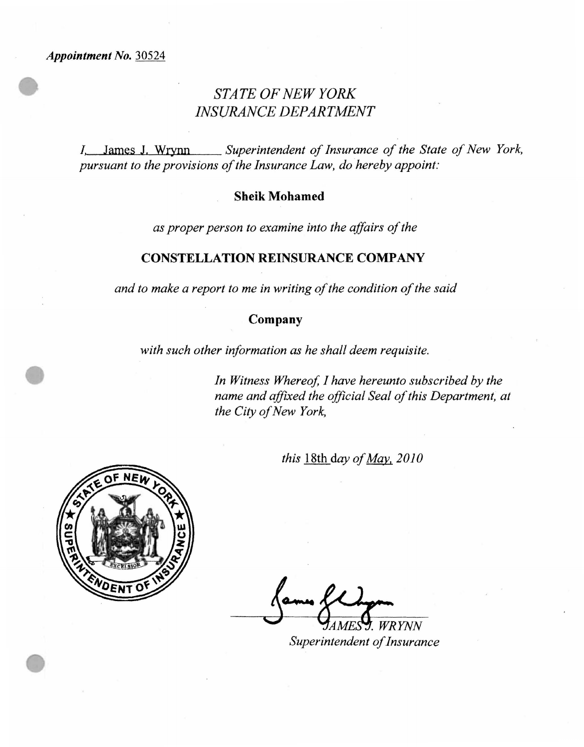*Appointment No.* 30524

## *STATE OF NEW YORK*
## *INSURANCE DEPARTMENT*

*I,* James J. Wrynn *Superintendent of Insurance of the State of New York, pursuant to the provisions of the Insurance Law, do hereby appoint:*

**Sheik Mohamed**

*as proper person to examine into the affairs of the*

**CONSTELLATION REINSURANCE COMPANY**

*and to make a report to me in writing of the condition of the said*

**Company**

*with such other information as he shall deem requisite.*

*In Witness Whereof, I have hereunto subscribed by the name and affixed the official Seal of this Department, at the City of New York,*

*this* 18th *day of* May, *2010*

STATE OF NEW YORK ★ SUPERINTENDENT OF INSURANCE ★ EXCELSIOR

*JAMES J. WRYNN*
*Superintendent of Insurance*